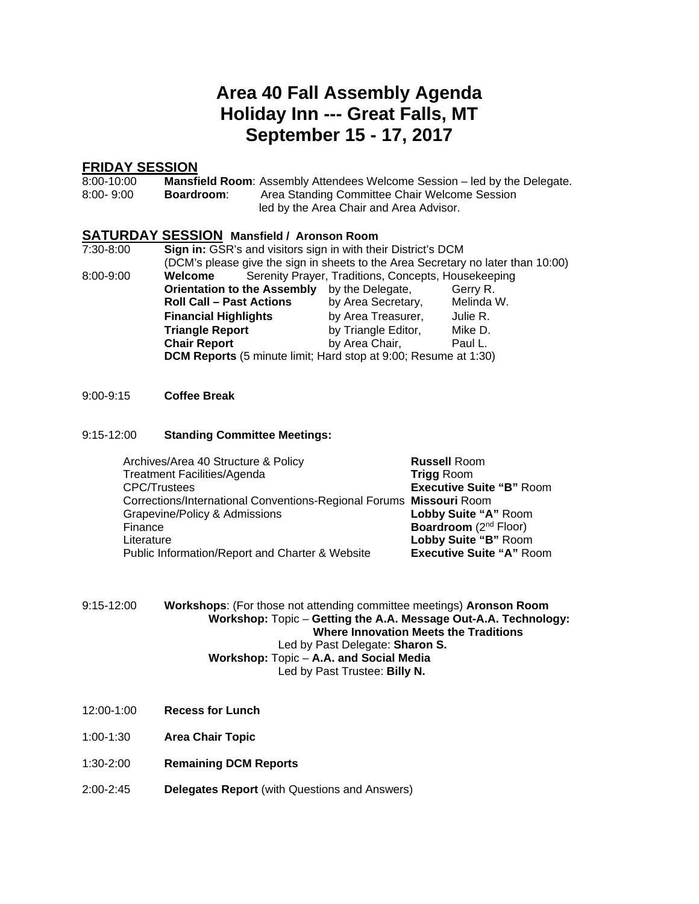# Area 40 Fall Assembly Agenda
# Holiday Inn --- Great Falls, MT
# September 15 - 17, 2017

## FRIDAY SESSION

8:00-10:00 **Mansfield Room**: Assembly Attendees Welcome Session – led by the Delegate.

8:00- 9:00 **Boardroom**: Area Standing Committee Chair Welcome Session led by the Area Chair and Area Advisor.

## SATURDAY SESSION Mansfield / Aronson Room

7:30-8:00 **Sign in:** GSR's and visitors sign in with their District's DCM (DCM's please give the sign in sheets to the Area Secretary no later than 10:00)

8:00-9:00 **Welcome** Serenity Prayer, Traditions, Concepts, Housekeeping

| | | |
|---|---|---|
| **Orientation to the Assembly** | by the Delegate, | Gerry R. |
| **Roll Call – Past Actions** | by Area Secretary, | Melinda W. |
| **Financial Highlights** | by Area Treasurer, | Julie R. |
| **Triangle Report** | by Triangle Editor, | Mike D. |
| **Chair Report** | by Area Chair, | Paul L. |

**DCM Reports** (5 minute limit; Hard stop at 9:00; Resume at 1:30)

9:00-9:15 **Coffee Break**

9:15-12:00 **Standing Committee Meetings:**

| Committee | Room |
|---|---|
| Archives/Area 40 Structure & Policy | **Russell** Room |
| Treatment Facilities/Agenda | **Trigg** Room |
| CPC/Trustees | **Executive Suite "B"** Room |
| Corrections/International Conventions-Regional Forums | **Missouri** Room |
| Grapevine/Policy & Admissions | **Lobby Suite "A"** Room |
| Finance | **Boardroom** (2nd Floor) |
| Literature | **Lobby Suite "B"** Room |
| Public Information/Report and Charter & Website | **Executive Suite "A"** Room |

9:15-12:00 **Workshops**: (For those not attending committee meetings) **Aronson Room**

**Workshop:** Topic – **Getting the A.A. Message Out-A.A. Technology: Where Innovation Meets the Traditions**
Led by Past Delegate: **Sharon S.**

**Workshop:** Topic – **A.A. and Social Media**
Led by Past Trustee: **Billy N.**

12:00-1:00 **Recess for Lunch**

1:00-1:30 **Area Chair Topic**

1:30-2:00 **Remaining DCM Reports**

2:00-2:45 **Delegates Report** (with Questions and Answers)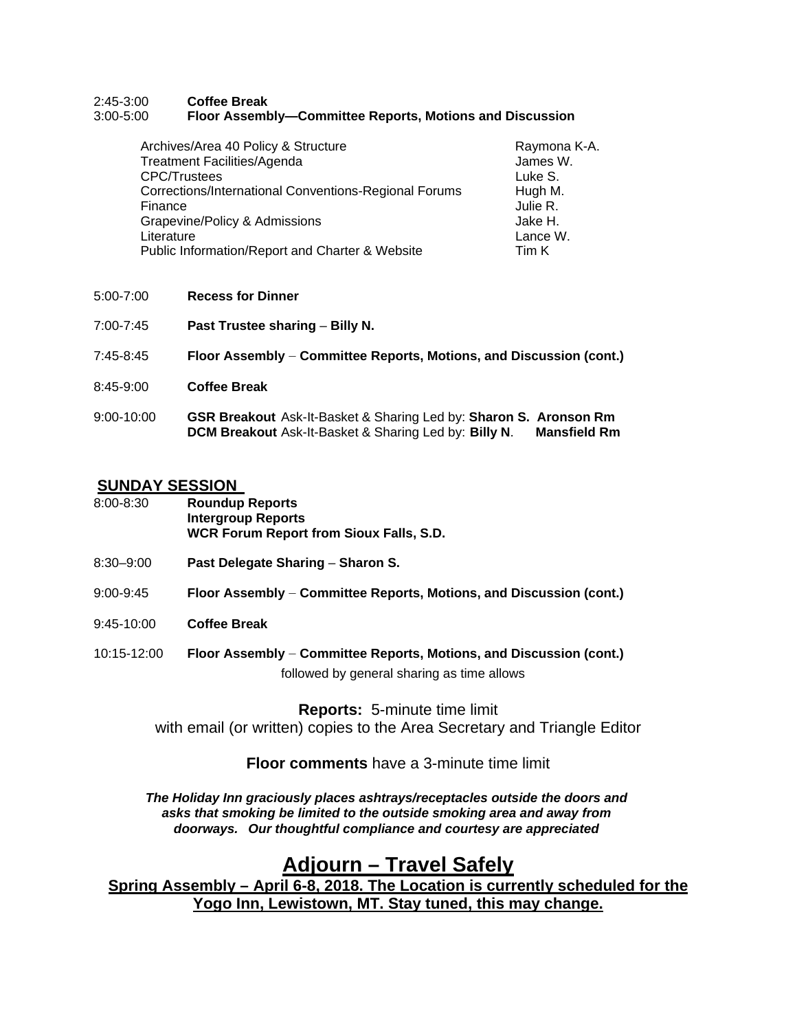2:45-3:00 **Coffee Break**
3:00-5:00 **Floor Assembly—Committee Reports, Motions and Discussion**

| | |
|---|---|
| Archives/Area 40 Policy & Structure | Raymona K-A. |
| Treatment Facilities/Agenda | James W. |
| CPC/Trustees | Luke S. |
| Corrections/International Conventions-Regional Forums | Hugh M. |
| Finance | Julie R. |
| Grapevine/Policy & Admissions | Jake H. |
| Literature | Lance W. |
| Public Information/Report and Charter & Website | Tim K |

5:00-7:00 **Recess for Dinner**

7:00-7:45 **Past Trustee sharing – Billy N.**

7:45-8:45 **Floor Assembly – Committee Reports, Motions, and Discussion (cont.)**

8:45-9:00 **Coffee Break**

9:00-10:00 **GSR Breakout** Ask-It-Basket & Sharing Led by: **Sharon S. Aronson Rm**
**DCM Breakout** Ask-It-Basket & Sharing Led by: **Billy N**. **Mansfield Rm**

## SUNDAY SESSION

8:00-8:30 **Roundup Reports**
**Intergroup Reports**
**WCR Forum Report from Sioux Falls, S.D.**

8:30–9:00 **Past Delegate Sharing – Sharon S.**

9:00-9:45 **Floor Assembly – Committee Reports, Motions, and Discussion (cont.)**

9:45-10:00 **Coffee Break**

10:15-12:00 **Floor Assembly – Committee Reports, Motions, and Discussion (cont.)**
followed by general sharing as time allows

**Reports:** 5-minute time limit
with email (or written) copies to the Area Secretary and Triangle Editor

**Floor comments** have a 3-minute time limit

***The Holiday Inn graciously places ashtrays/receptacles outside the doors and asks that smoking be limited to the outside smoking area and away from doorways. Our thoughtful compliance and courtesy are appreciated***

## Adjourn – Travel Safely

**Spring Assembly – April 6-8, 2018. The Location is currently scheduled for the Yogo Inn, Lewistown, MT. Stay tuned, this may change.**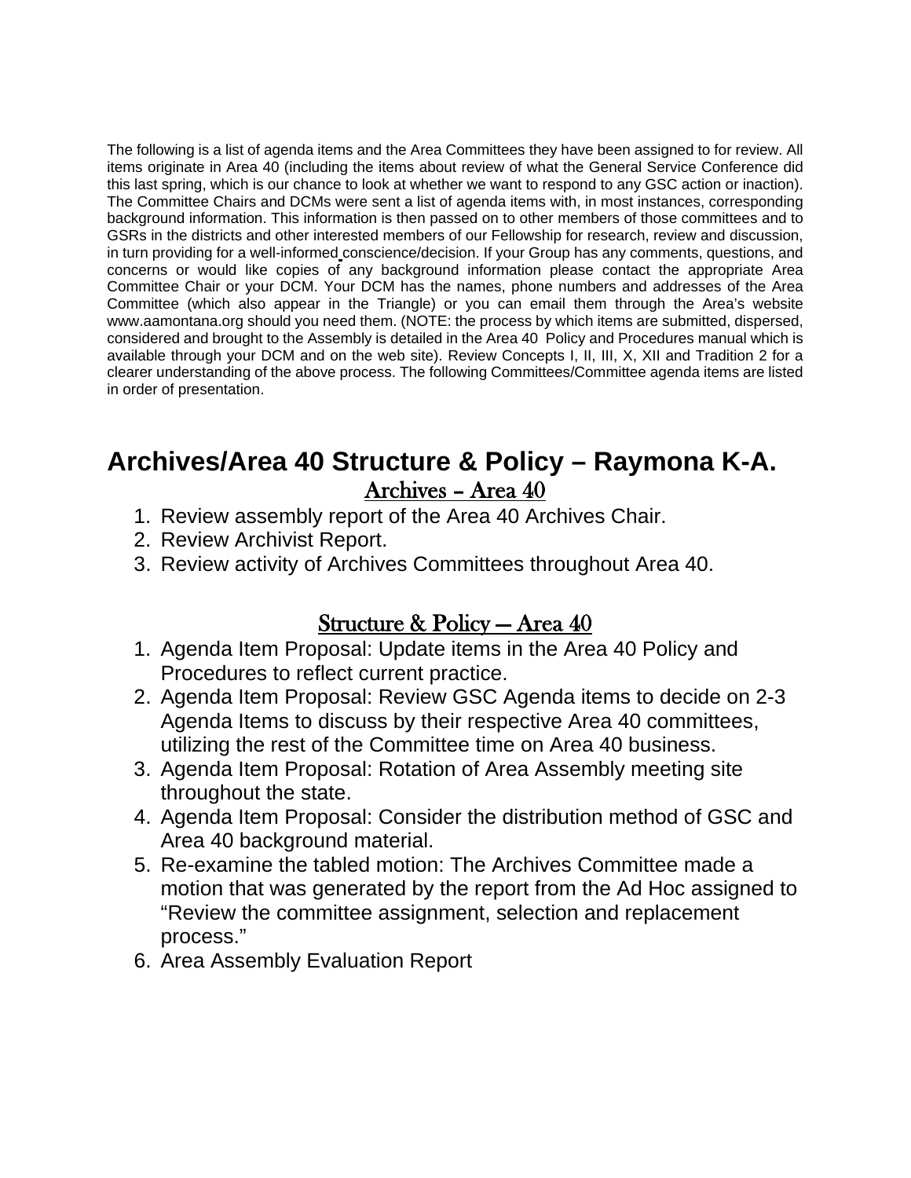The following is a list of agenda items and the Area Committees they have been assigned to for review. All items originate in Area 40 (including the items about review of what the General Service Conference did this last spring, which is our chance to look at whether we want to respond to any GSC action or inaction). The Committee Chairs and DCMs were sent a list of agenda items with, in most instances, corresponding background information. This information is then passed on to other members of those committees and to GSRs in the districts and other interested members of our Fellowship for research, review and discussion, in turn providing for a well-informed conscience/decision. If your Group has any comments, questions, and concerns or would like copies of any background information please contact the appropriate Area Committee Chair or your DCM. Your DCM has the names, phone numbers and addresses of the Area Committee (which also appear in the Triangle) or you can email them through the Area's website www.aamontana.org should you need them. (NOTE: the process by which items are submitted, dispersed, considered and brought to the Assembly is detailed in the Area 40 Policy and Procedures manual which is available through your DCM and on the web site). Review Concepts I, II, III, X, XII and Tradition 2 for a clearer understanding of the above process. The following Committees/Committee agenda items are listed in order of presentation.

## Archives/Area 40 Structure & Policy – Raymona K-A.

### Archives – Area 40

1. Review assembly report of the Area 40 Archives Chair.
2. Review Archivist Report.
3. Review activity of Archives Committees throughout Area 40.

### Structure & Policy – Area 40

1. Agenda Item Proposal: Update items in the Area 40 Policy and Procedures to reflect current practice.
2. Agenda Item Proposal: Review GSC Agenda items to decide on 2-3 Agenda Items to discuss by their respective Area 40 committees, utilizing the rest of the Committee time on Area 40 business.
3. Agenda Item Proposal: Rotation of Area Assembly meeting site throughout the state.
4. Agenda Item Proposal: Consider the distribution method of GSC and Area 40 background material.
5. Re-examine the tabled motion: The Archives Committee made a motion that was generated by the report from the Ad Hoc assigned to "Review the committee assignment, selection and replacement process."
6. Area Assembly Evaluation Report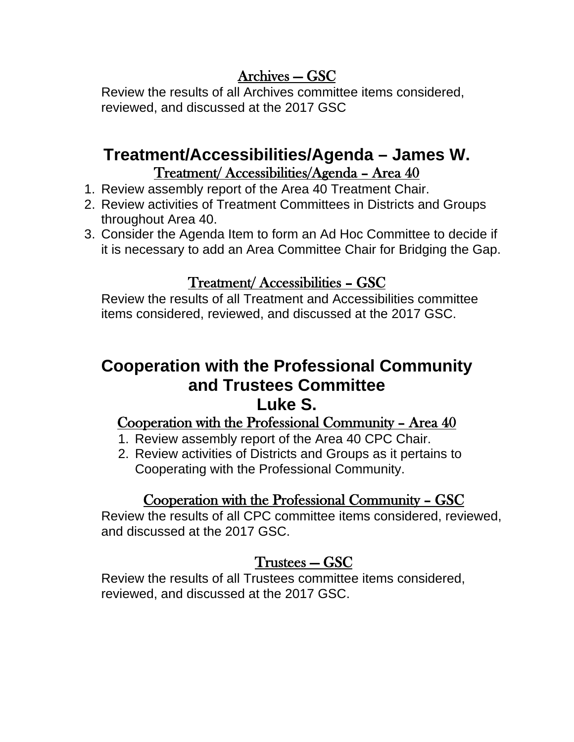### Archives — GSC

Review the results of all Archives committee items considered, reviewed, and discussed at the 2017 GSC

## Treatment/Accessibilities/Agenda – James W.

### Treatment/ Accessibilities/Agenda – Area 40

1. Review assembly report of the Area 40 Treatment Chair.
2. Review activities of Treatment Committees in Districts and Groups throughout Area 40.
3. Consider the Agenda Item to form an Ad Hoc Committee to decide if it is necessary to add an Area Committee Chair for Bridging the Gap.

### Treatment/ Accessibilities – GSC

Review the results of all Treatment and Accessibilities committee items considered, reviewed, and discussed at the 2017 GSC.

## Cooperation with the Professional Community and Trustees Committee
## Luke S.

### Cooperation with the Professional Community – Area 40

1. Review assembly report of the Area 40 CPC Chair.
2. Review activities of Districts and Groups as it pertains to Cooperating with the Professional Community.

### Cooperation with the Professional Community – GSC

Review the results of all CPC committee items considered, reviewed, and discussed at the 2017 GSC.

### Trustees — GSC

Review the results of all Trustees committee items considered, reviewed, and discussed at the 2017 GSC.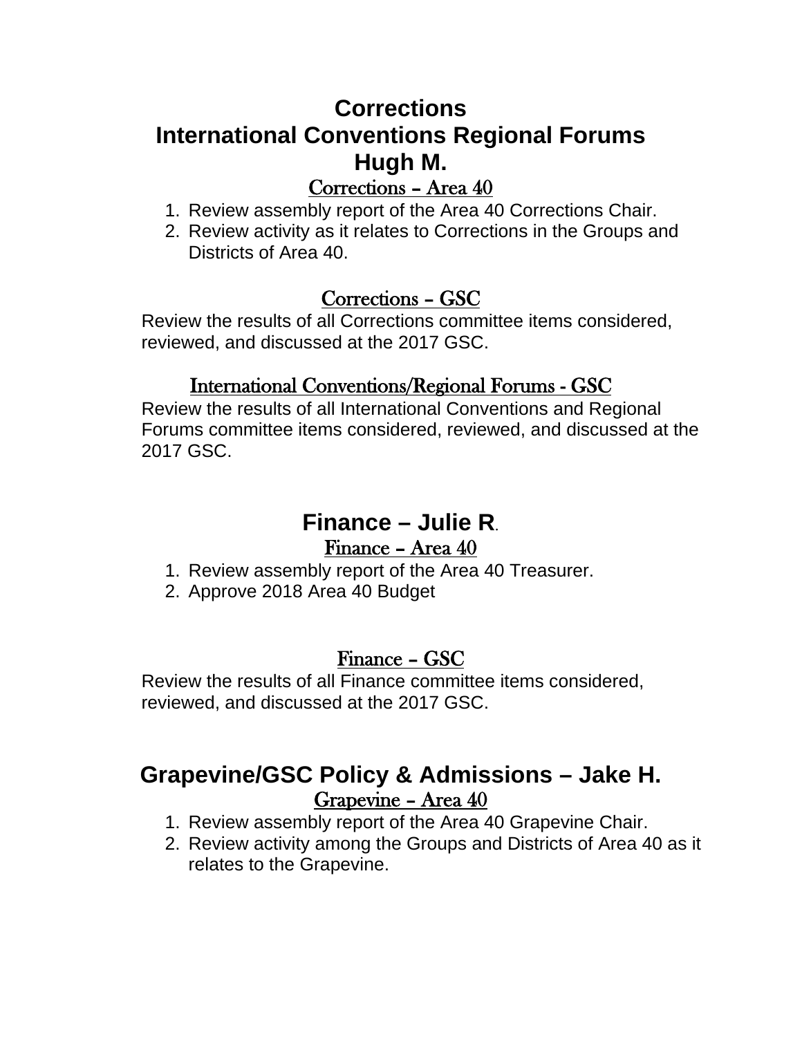# Corrections
# International Conventions Regional Forums
# Hugh M.

## Corrections – Area 40

1. Review assembly report of the Area 40 Corrections Chair.
2. Review activity as it relates to Corrections in the Groups and Districts of Area 40.

## Corrections – GSC

Review the results of all Corrections committee items considered, reviewed, and discussed at the 2017 GSC.

## International Conventions/Regional Forums - GSC

Review the results of all International Conventions and Regional Forums committee items considered, reviewed, and discussed at the 2017 GSC.

# Finance – Julie R.

## Finance – Area 40

1. Review assembly report of the Area 40 Treasurer.
2. Approve 2018 Area 40 Budget

## Finance – GSC

Review the results of all Finance committee items considered, reviewed, and discussed at the 2017 GSC.

# Grapevine/GSC Policy & Admissions – Jake H.

## Grapevine – Area 40

1. Review assembly report of the Area 40 Grapevine Chair.
2. Review activity among the Groups and Districts of Area 40 as it relates to the Grapevine.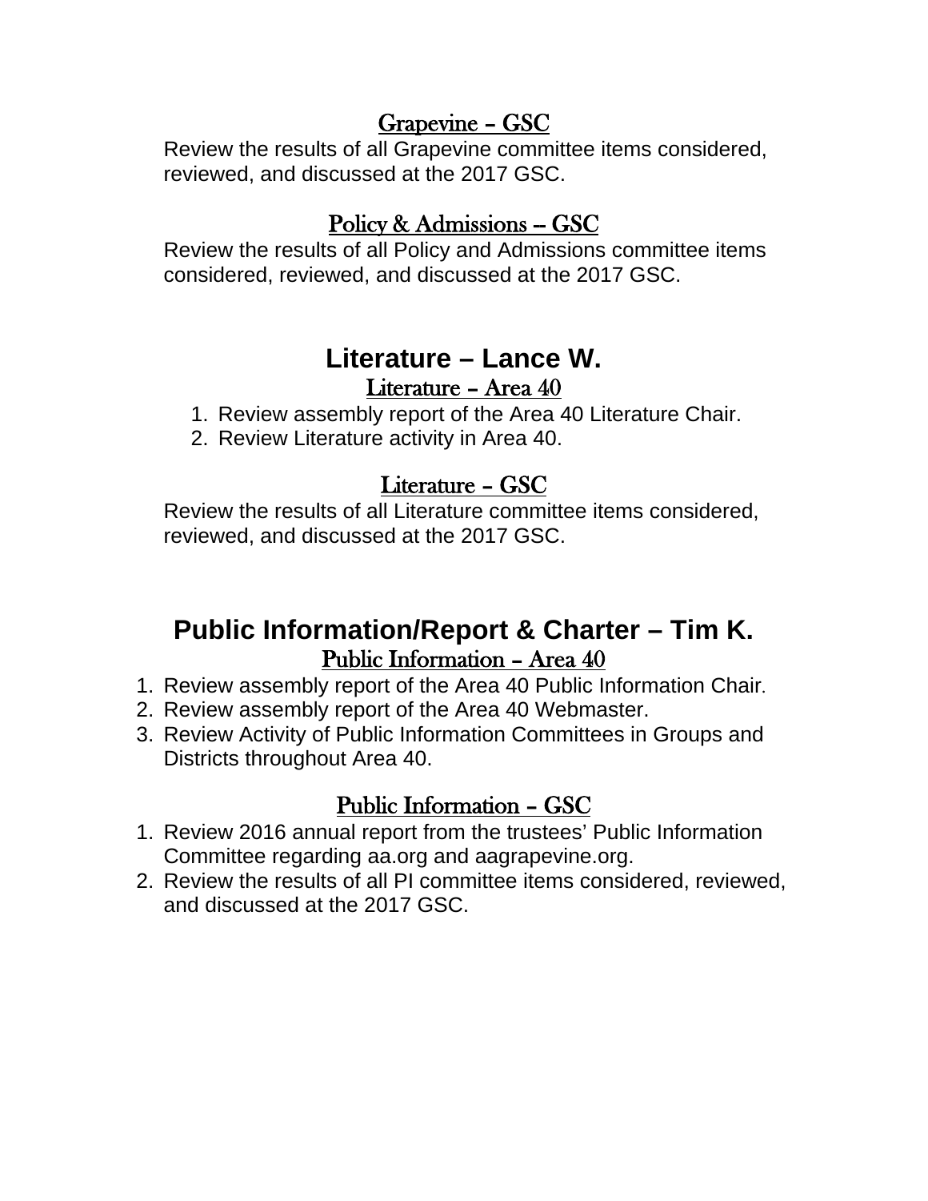### Grapevine – GSC

Review the results of all Grapevine committee items considered, reviewed, and discussed at the 2017 GSC.

### Policy & Admissions – GSC

Review the results of all Policy and Admissions committee items considered, reviewed, and discussed at the 2017 GSC.

## Literature – Lance W.

### Literature – Area 40

1. Review assembly report of the Area 40 Literature Chair.
2. Review Literature activity in Area 40.

### Literature – GSC

Review the results of all Literature committee items considered, reviewed, and discussed at the 2017 GSC.

## Public Information/Report & Charter – Tim K.

### Public Information – Area 40

1. Review assembly report of the Area 40 Public Information Chair.
2. Review assembly report of the Area 40 Webmaster.
3. Review Activity of Public Information Committees in Groups and Districts throughout Area 40.

### Public Information – GSC

1. Review 2016 annual report from the trustees' Public Information Committee regarding aa.org and aagrapevine.org.
2. Review the results of all PI committee items considered, reviewed, and discussed at the 2017 GSC.